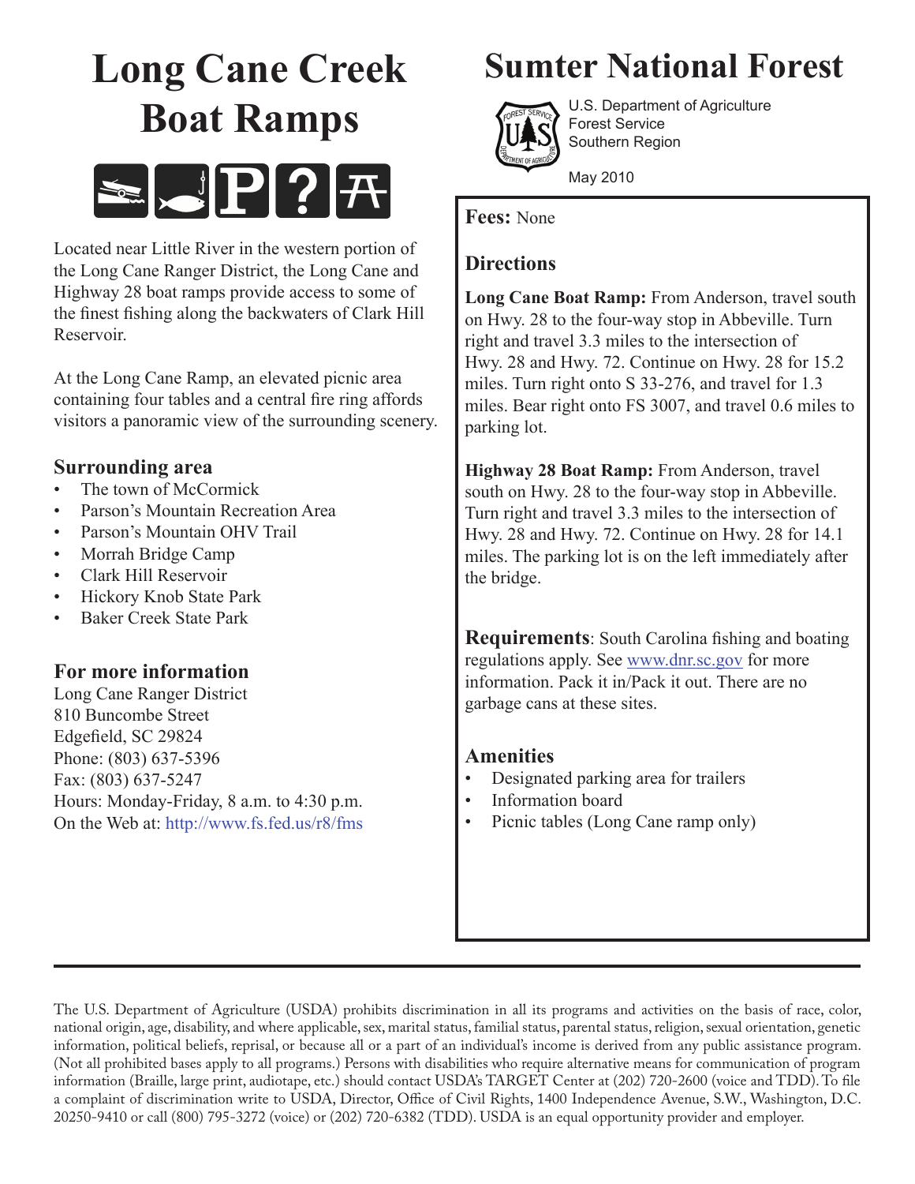# Long Cane Creek Boat Ramps

Located near Little River in the western portion of the Long Cane Ranger District, the Long Cane and Highway 28 boat ramps provide access to some of the finest fishing along the backwaters of Clark Hill Reservoir.

At the Long Cane Ramp, an elevated picnic area containing four tables and a central fire ring affords visitors a panoramic view of the surrounding scenery.

## Surrounding area

- The town of McCormick
- Parson's Mountain Recreation Area
- Parson's Mountain OHV Trail
- Morrah Bridge Camp
- Clark Hill Reservoir
- Hickory Knob State Park
- Baker Creek State Park

## For more information

Long Cane Ranger District
810 Buncombe Street
Edgefield, SC 29824
Phone: (803) 637-5396
Fax: (803) 637-5247
Hours: Monday-Friday, 8 a.m. to 4:30 p.m.
On the Web at: http://www.fs.fed.us/r8/fms

# Sumter National Forest

U.S. Department of Agriculture
Forest Service
Southern Region

May 2010

**Fees:** None

## Directions

**Long Cane Boat Ramp:** From Anderson, travel south on Hwy. 28 to the four-way stop in Abbeville. Turn right and travel 3.3 miles to the intersection of Hwy. 28 and Hwy. 72. Continue on Hwy. 28 for 15.2 miles. Turn right onto S 33-276, and travel for 1.3 miles. Bear right onto FS 3007, and travel 0.6 miles to parking lot.

**Highway 28 Boat Ramp:** From Anderson, travel south on Hwy. 28 to the four-way stop in Abbeville. Turn right and travel 3.3 miles to the intersection of Hwy. 28 and Hwy. 72. Continue on Hwy. 28 for 14.1 miles. The parking lot is on the left immediately after the bridge.

**Requirements**: South Carolina fishing and boating regulations apply. See www.dnr.sc.gov for more information. Pack it in/Pack it out. There are no garbage cans at these sites.

## Amenities

- Designated parking area for trailers
- Information board
- Picnic tables (Long Cane ramp only)

The U.S. Department of Agriculture (USDA) prohibits discrimination in all its programs and activities on the basis of race, color, national origin, age, disability, and where applicable, sex, marital status, familial status, parental status, religion, sexual orientation, genetic information, political beliefs, reprisal, or because all or a part of an individual's income is derived from any public assistance program. (Not all prohibited bases apply to all programs.) Persons with disabilities who require alternative means for communication of program information (Braille, large print, audiotape, etc.) should contact USDA's TARGET Center at (202) 720-2600 (voice and TDD). To file a complaint of discrimination write to USDA, Director, Office of Civil Rights, 1400 Independence Avenue, S.W., Washington, D.C. 20250-9410 or call (800) 795-3272 (voice) or (202) 720-6382 (TDD). USDA is an equal opportunity provider and employer.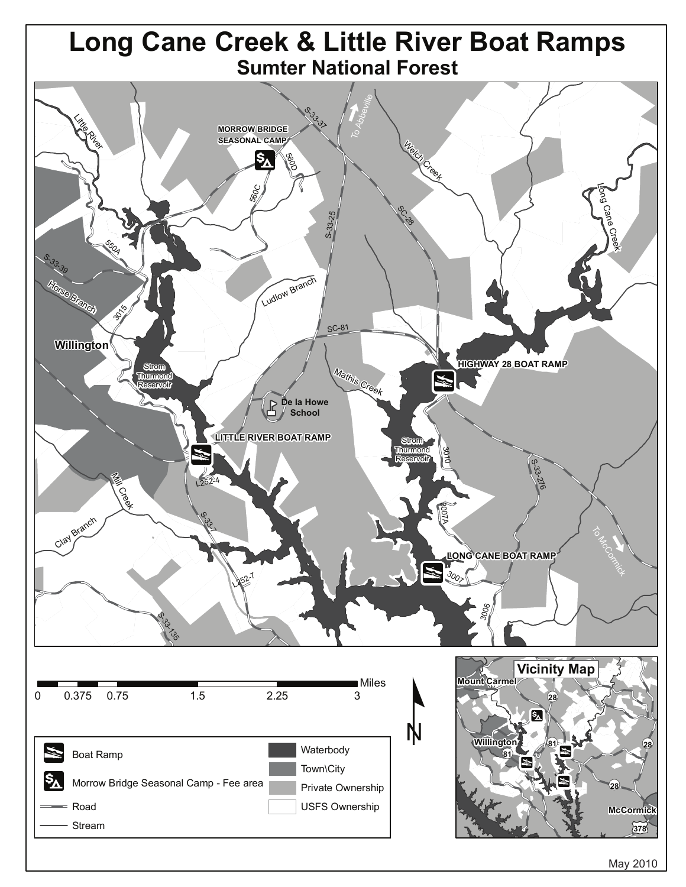# Long Cane Creek & Little River Boat Ramps

## Sumter National Forest

Little River

MORROW BRIDGE SEASONAL CAMP

S-33-37

To Abbeville

560D

560C

Welch Creek

SC-28

S-33-25

Long Cane Creek

550A

S-33-39

Horse Branch

3015

Ludlow Branch

SC-81

Willington

Strom Thurmond Reservoir

HIGHWAY 28 BOAT RAMP

Mathis Creek

De la Howe School

LITTLE RIVER BOAT RAMP

Strom Thurmond Reservoir

3010

S-33-276

L252-4

Mill Creek

3007A

S-33-7

Clay Branch

To McCormick

LONG CANE BOAT RAMP

3007

L252-7

3006

S-33-135

0 0.375 0.75 1.5 2.25 3 Miles

N

Boat Ramp

Morrow Bridge Seasonal Camp - Fee area

Road

Stream

Waterbody

Town\City

Private Ownership

USFS Ownership

Vicinity Map

Mount Carmel

28

Willington

81

81

28

28

McCormick

378

May 2010